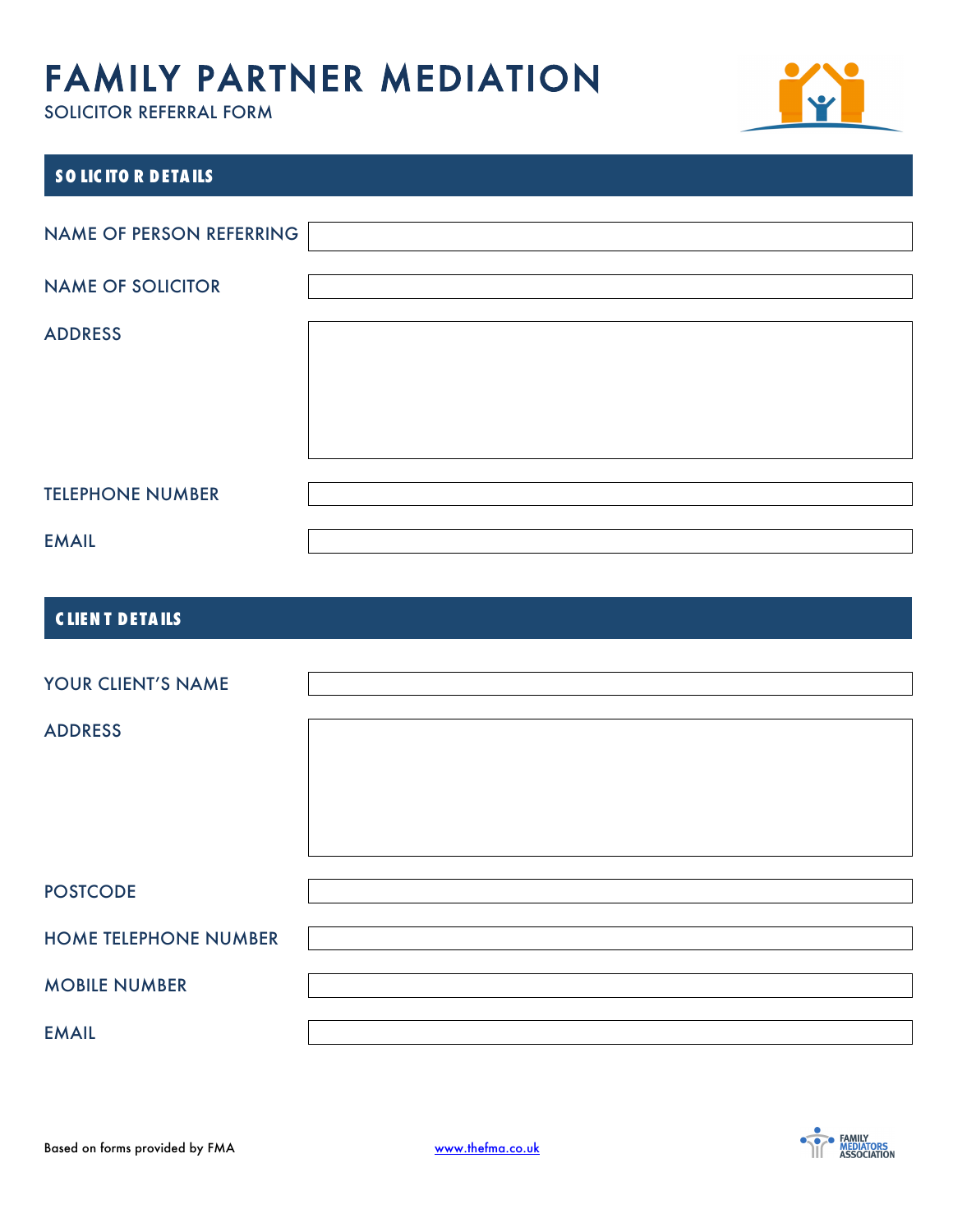# FAMILY PARTNER MEDIATION

SOLICITOR REFERRAL FORM

## SOLICITOR DETAILS

NAME OF PERSON REFERRING

NAME OF SOLICITOR

ADDRESS

TELEPHONE NUMBER

EMAIL

## CLIENT DETAILS

YOUR CLIENT'S NAME

ADDRESS

POSTCODE

HOME TELEPHONE NUMBER

MOBILE NUMBER

EMAIL

Based on forms provided by FMA

www.thefma.co.uk

FAMILY MEDIATORS ASSOCIATION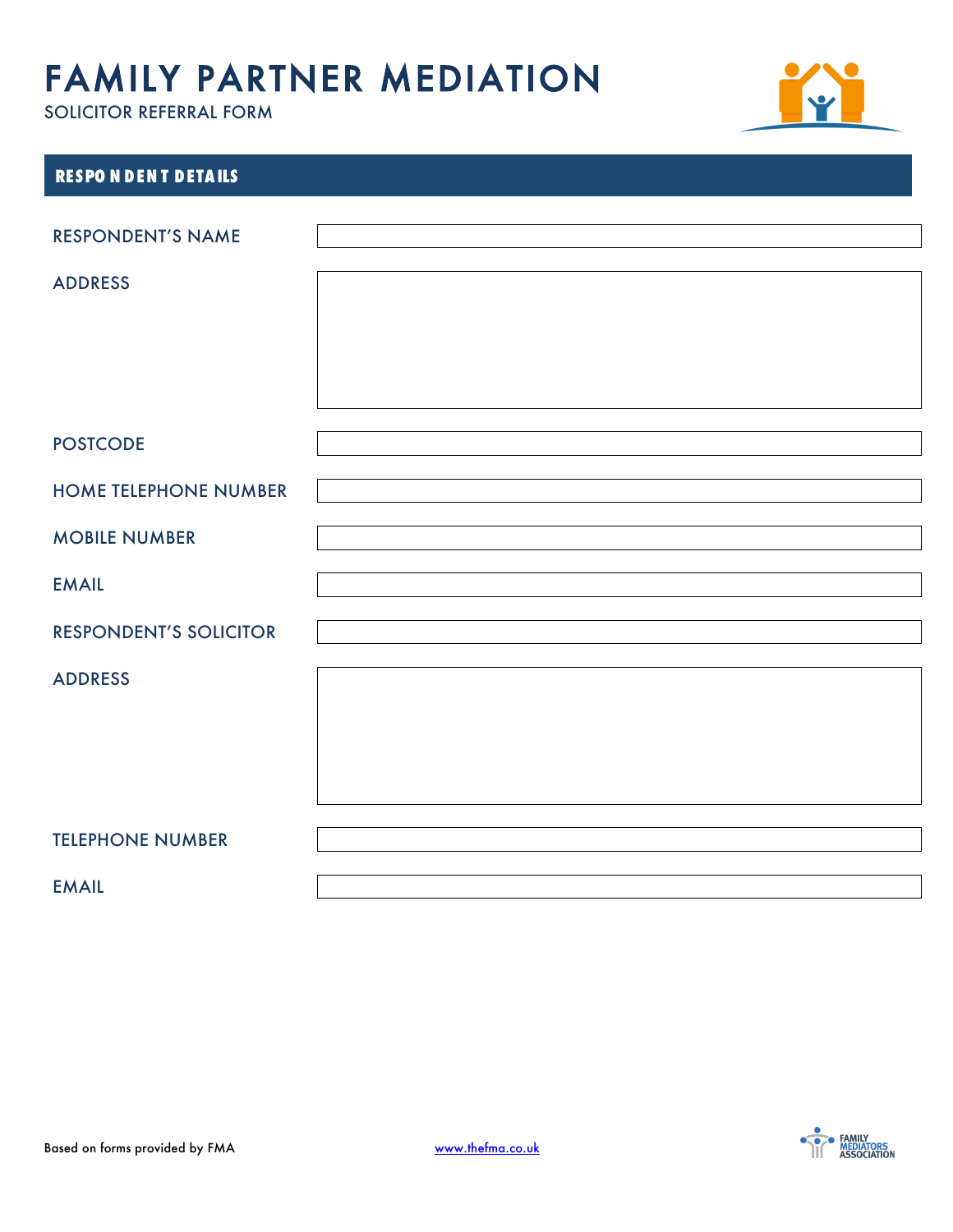# FAMILY PARTNER MEDIATION

SOLICITOR REFERRAL FORM

## RESPONDENT DETAILS

| | |
|---|---|
| RESPONDENT'S NAME | |
| ADDRESS | |
| POSTCODE | |
| HOME TELEPHONE NUMBER | |
| MOBILE NUMBER | |
| EMAIL | |
| RESPONDENT'S SOLICITOR | |
| ADDRESS | |
| TELEPHONE NUMBER | |
| EMAIL | |

Based on forms provided by FMA www.thefma.co.uk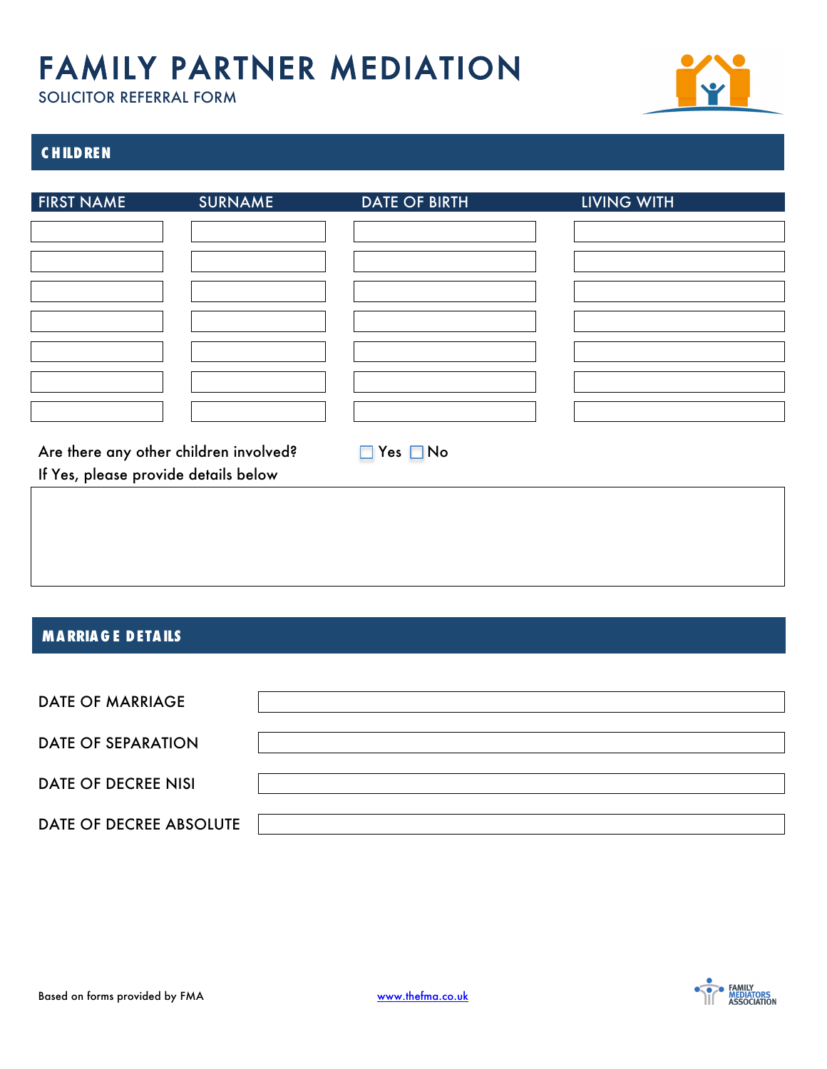# FAMILY PARTNER MEDIATION

SOLICITOR REFERRAL FORM

## CHILDREN

| FIRST NAME | SURNAME | DATE OF BIRTH | LIVING WITH |
|---|---|---|---|
| | | | |
| | | | |
| | | | |
| | | | |
| | | | |
| | | | |
| | | | |

Are there any other children involved? ☐ Yes ☐ No

If Yes, please provide details below

## MARRIAGE DETAILS

DATE OF MARRIAGE

DATE OF SEPARATION

DATE OF DECREE NISI

DATE OF DECREE ABSOLUTE

Based on forms provided by FMA www.thefma.co.uk

FAMILY MEDIATORS ASSOCIATION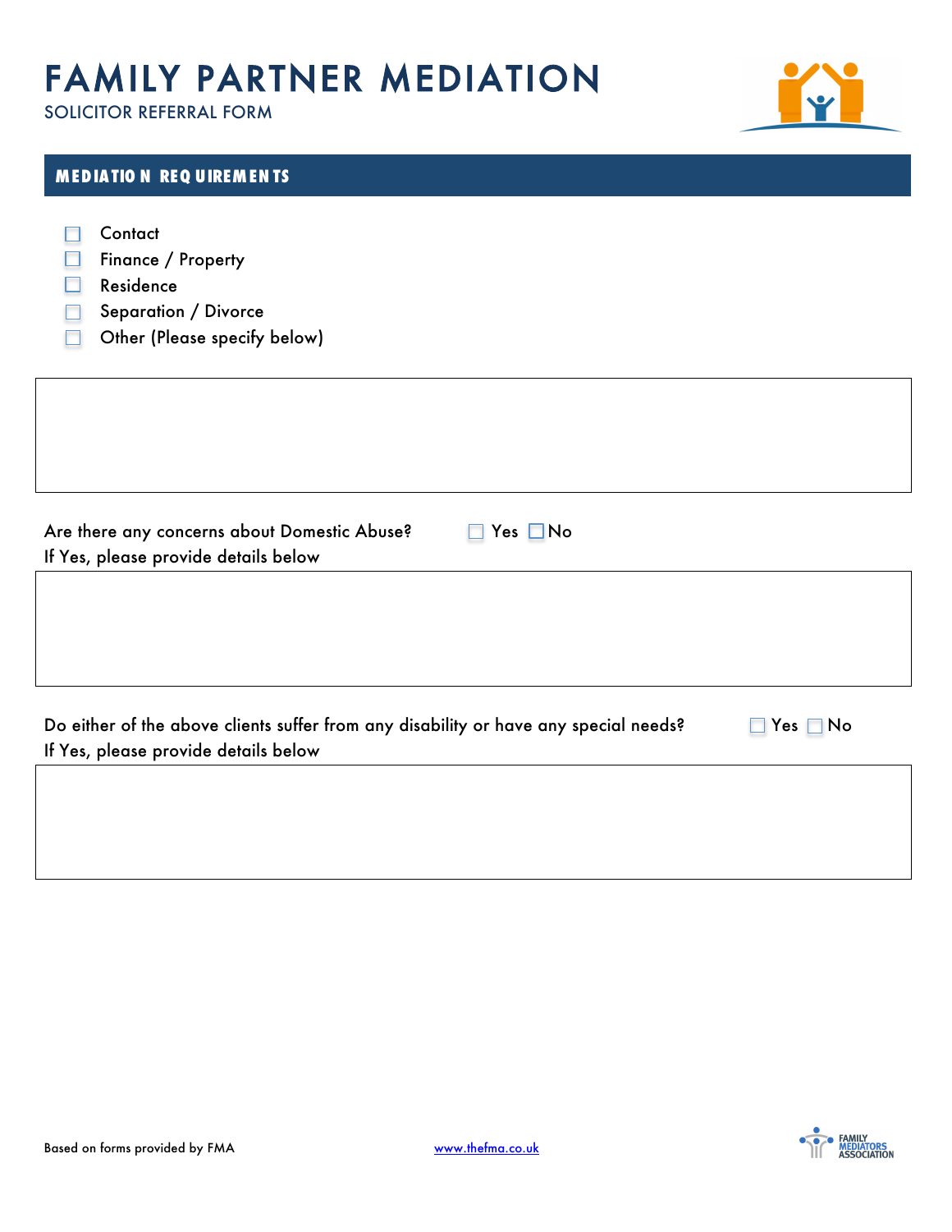# FAMILY PARTNER MEDIATION

SOLICITOR REFERRAL FORM

## MEDIATION REQUIREMENTS

- ☐ Contact
- ☐ Finance / Property
- ☐ Residence
- ☐ Separation / Divorce
- ☐ Other (Please specify below)

Are there any concerns about Domestic Abuse? ☐ Yes ☐ No

If Yes, please provide details below

Do either of the above clients suffer from any disability or have any special needs? ☐ Yes ☐ No

If Yes, please provide details below

Based on forms provided by FMA www.thefma.co.uk

FAMILY MEDIATORS ASSOCIATION